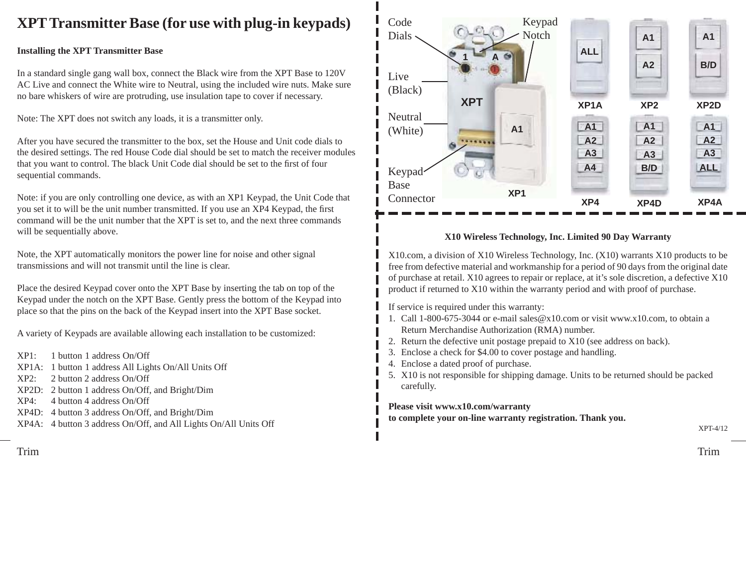# XPT Transmitter Base (for use with plug-in keypads)

**Installing the XPT Transmitter Base**

In a standard single gang wall box, connect the Black wire from the XPT Base to 120V AC Live and connect the White wire to Neutral, using the included wire nuts. Make sure no bare whiskers of wire are protruding, use insulation tape to cover if necessary.

Note: The XPT does not switch any loads, it is a transmitter only.

After you have secured the transmitter to the box, set the House and Unit code dials to the desired settings. The red House Code dial should be set to match the receiver modules that you want to control. The black Unit Code dial should be set to the first of four sequential commands.

Note: if you are only controlling one device, as with an XP1 Keypad, the Unit Code that you set it to will be the unit number transmitted. If you use an XP4 Keypad, the first command will be the unit number that the XPT is set to, and the next three commands will be sequentially above.

Note, the XPT automatically monitors the power line for noise and other signal transmissions and will not transmit until the line is clear.

Place the desired Keypad cover onto the XPT Base by inserting the tab on top of the Keypad under the notch on the XPT Base. Gently press the bottom of the Keypad into place so that the pins on the back of the Keypad insert into the XPT Base socket.

A variety of Keypads are available allowing each installation to be customized:

XP1: 1 button 1 address On/Off
XP1A: 1 button 1 address All Lights On/All Units Off
XP2: 2 button 2 address On/Off
XP2D: 2 button 1 address On/Off, and Bright/Dim
XP4: 4 button 4 address On/Off
XP4D: 4 button 3 address On/Off, and Bright/Dim
XP4A: 4 button 3 address On/Off, and All Lights On/All Units Off

Trim

Code Dials
Keypad Notch
Live (Black)
Neutral (White)
Keypad Base Connector
XPT
1 A
A1
XP1
ALL — XP1A
A1 A2 — XP2
A1 B/D — XP2D
A1 A2 A3 A4 — XP4
A1 A2 A3 B/D — XP4D
A1 A2 A3 ALL — XP4A

**X10 Wireless Technology, Inc. Limited 90 Day Warranty**

X10.com, a division of X10 Wireless Technology, Inc. (X10) warrants X10 products to be free from defective material and workmanship for a period of 90 days from the original date of purchase at retail. X10 agrees to repair or replace, at it's sole discretion, a defective X10 product if returned to X10 within the warranty period and with proof of purchase.

If service is required under this warranty:

1. Call 1-800-675-3044 or e-mail sales@x10.com or visit www.x10.com, to obtain a Return Merchandise Authorization (RMA) number.
2. Return the defective unit postage prepaid to X10 (see address on back).
3. Enclose a check for $4.00 to cover postage and handling.
4. Enclose a dated proof of purchase.
5. X10 is not responsible for shipping damage. Units to be returned should be packed carefully.

**Please visit www.x10.com/warranty
to complete your on-line warranty registration. Thank you.**

XPT-4/12

Trim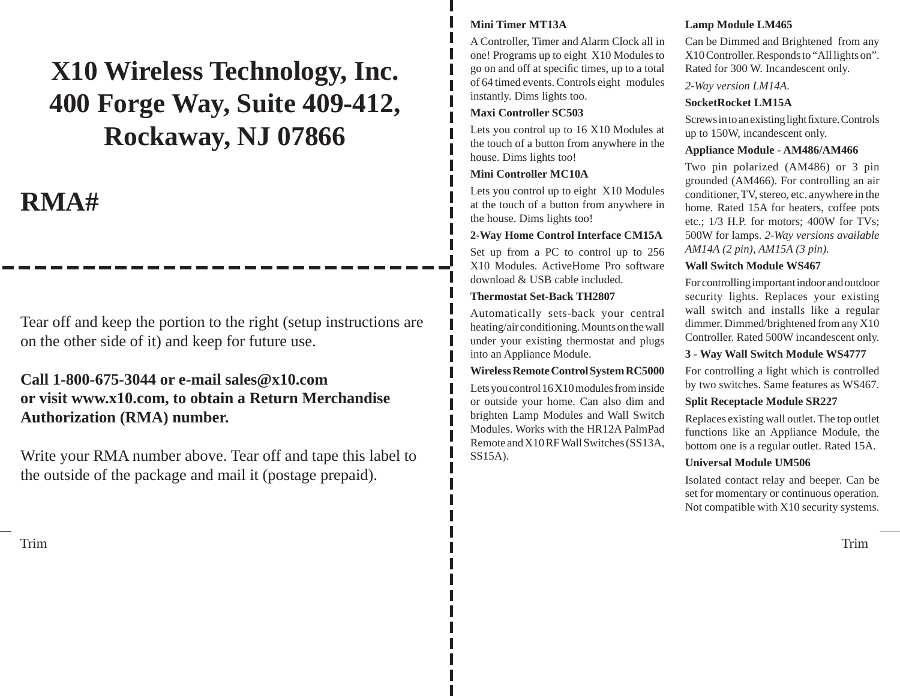# X10 Wireless Technology, Inc.
# 400 Forge Way, Suite 409-412,
# Rockaway, NJ 07866

## RMA#

Tear off and keep the portion to the right (setup instructions are on the other side of it) and keep for future use.

**Call 1-800-675-3044 or e-mail sales@x10.com or visit www.x10.com, to obtain a Return Merchandise Authorization (RMA) number.**

Write your RMA number above. Tear off and tape this label to the outside of the package and mail it (postage prepaid).

Trim

**Mini Timer MT13A**

A Controller, Timer and Alarm Clock all in one! Programs up to eight X10 Modules to go on and off at specific times, up to a total of 64 timed events. Controls eight modules instantly. Dims lights too.

**Maxi Controller SC503**

Lets you control up to 16 X10 Modules at the touch of a button from anywhere in the house. Dims lights too!

**Mini Controller MC10A**

Lets you control up to eight X10 Modules at the touch of a button from anywhere in the house. Dims lights too!

**2-Way Home Control Interface CM15A**

Set up from a PC to control up to 256 X10 Modules. ActiveHome Pro software download & USB cable included.

**Thermostat Set-Back TH2807**

Automatically sets-back your central heating/air conditioning. Mounts on the wall under your existing thermostat and plugs into an Appliance Module.

**Wireless Remote Control System RC5000**

Lets you control 16 X10 modules from inside or outside your home. Can also dim and brighten Lamp Modules and Wall Switch Modules. Works with the HR12A PalmPad Remote and X10 RF Wall Switches (SS13A, SS15A).

**Lamp Module LM465**

Can be Dimmed and Brightened from any X10 Controller. Responds to "All lights on". Rated for 300 W. Incandescent only.

*2-Way version LM14A.*

**SocketRocket LM15A**

Screws in to an existing light fixture. Controls up to 150W, incandescent only.

**Appliance Module - AM486/AM466**

Two pin polarized (AM486) or 3 pin grounded (AM466). For controlling an air conditioner, TV, stereo, etc. anywhere in the home. Rated 15A for heaters, coffee pots etc.; 1/3 H.P. for motors; 400W for TVs; 500W for lamps. *2-Way versions available AM14A (2 pin), AM15A (3 pin).*

**Wall Switch Module WS467**

For controlling important indoor and outdoor security lights. Replaces your existing wall switch and installs like a regular dimmer. Dimmed/brightened from any X10 Controller. Rated 500W incandescent only.

**3 - Way Wall Switch Module WS4777**

For controlling a light which is controlled by two switches. Same features as WS467.

**Split Receptacle Module SR227**

Replaces existing wall outlet. The top outlet functions like an Appliance Module, the bottom one is a regular outlet. Rated 15A.

**Universal Module UM506**

Isolated contact relay and beeper. Can be set for momentary or continuous operation. Not compatible with X10 security systems.

Trim